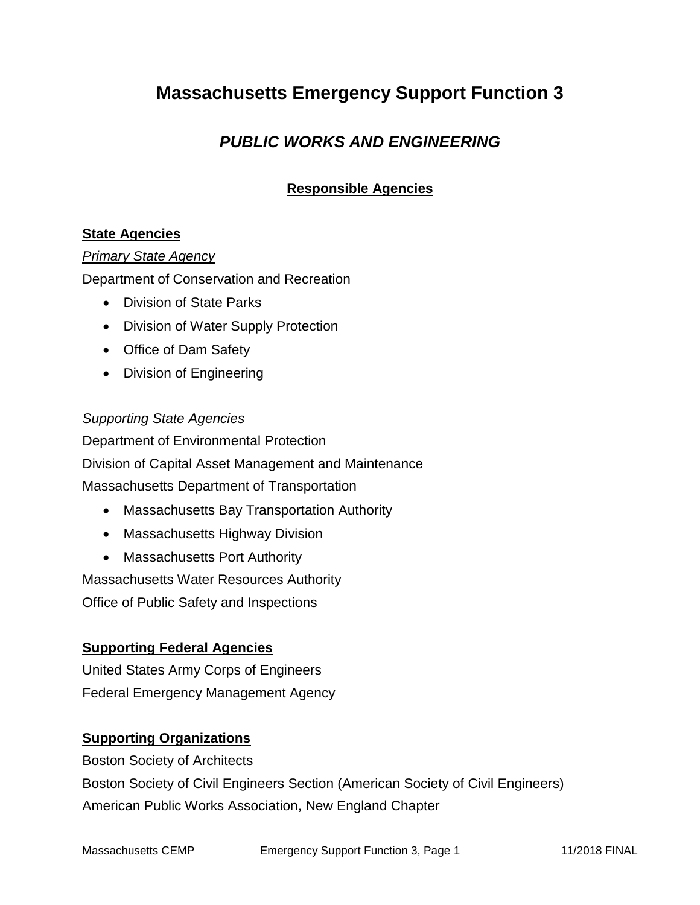# Massachusetts Emergency Support Function 3

## *PUBLIC WORKS AND ENGINEERING*

### Responsible Agencies

**State Agencies**

*Primary State Agency*

Department of Conservation and Recreation

- Division of State Parks
- Division of Water Supply Protection
- Office of Dam Safety
- Division of Engineering

*Supporting State Agencies*

Department of Environmental Protection

Division of Capital Asset Management and Maintenance

Massachusetts Department of Transportation

- Massachusetts Bay Transportation Authority
- Massachusetts Highway Division
- Massachusetts Port Authority

Massachusetts Water Resources Authority

Office of Public Safety and Inspections

**Supporting Federal Agencies**

United States Army Corps of Engineers

Federal Emergency Management Agency

**Supporting Organizations**

Boston Society of Architects

Boston Society of Civil Engineers Section (American Society of Civil Engineers)

American Public Works Association, New England Chapter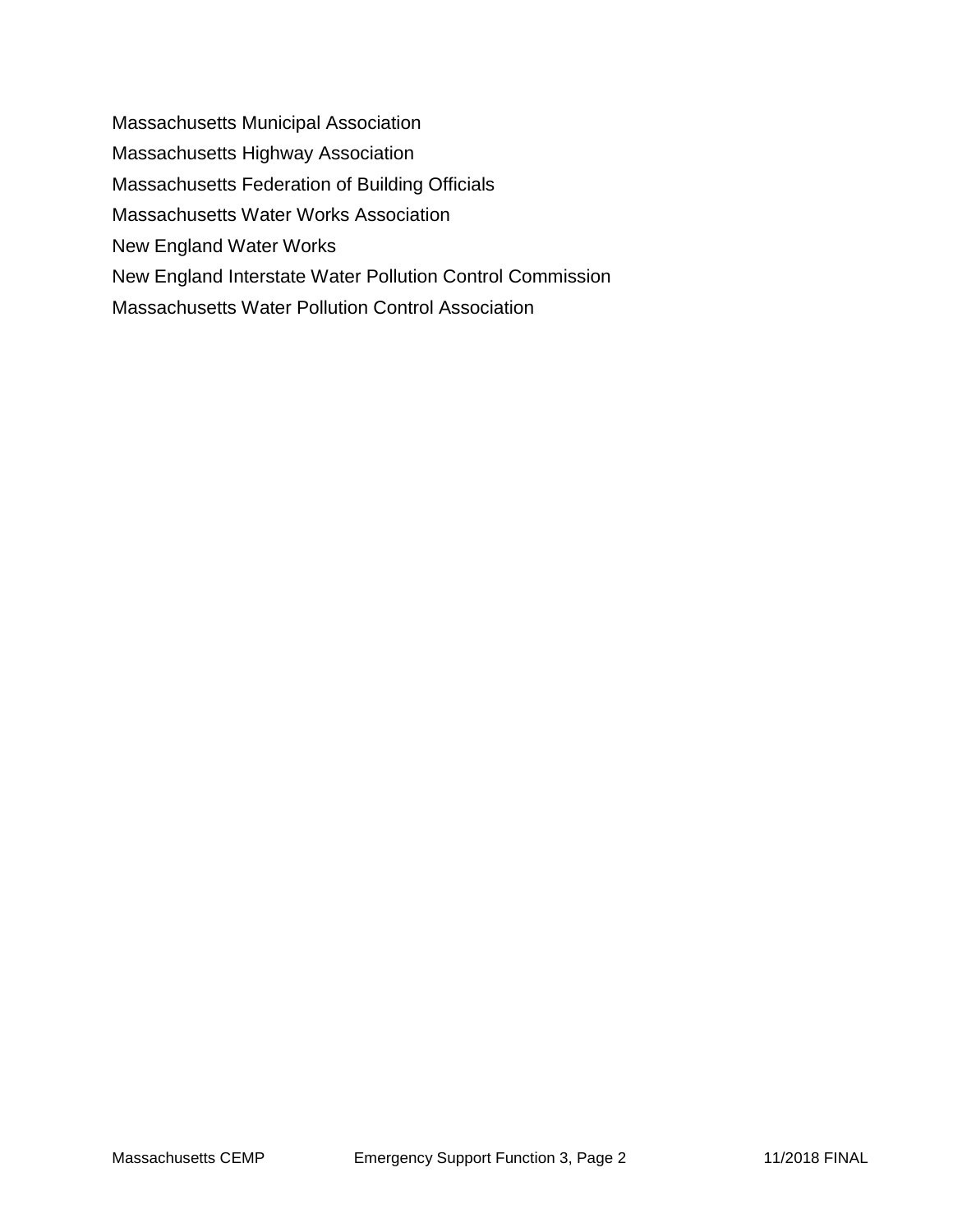Massachusetts Municipal Association

Massachusetts Highway Association

Massachusetts Federation of Building Officials

Massachusetts Water Works Association

New England Water Works

New England Interstate Water Pollution Control Commission

Massachusetts Water Pollution Control Association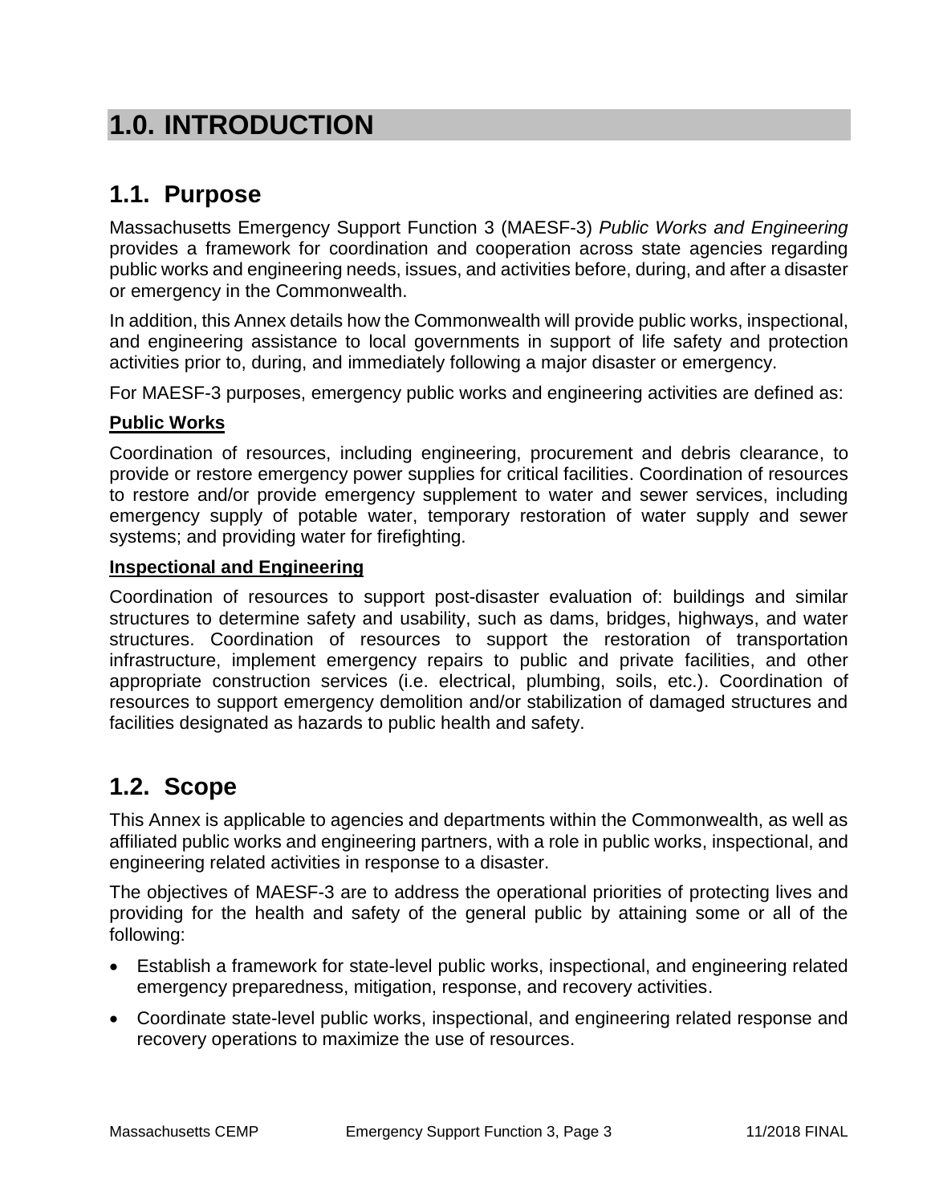# 1.0. INTRODUCTION

## 1.1. Purpose

Massachusetts Emergency Support Function 3 (MAESF-3) *Public Works and Engineering* provides a framework for coordination and cooperation across state agencies regarding public works and engineering needs, issues, and activities before, during, and after a disaster or emergency in the Commonwealth.

In addition, this Annex details how the Commonwealth will provide public works, inspectional, and engineering assistance to local governments in support of life safety and protection activities prior to, during, and immediately following a major disaster or emergency.

For MAESF-3 purposes, emergency public works and engineering activities are defined as:

**Public Works**

Coordination of resources, including engineering, procurement and debris clearance, to provide or restore emergency power supplies for critical facilities. Coordination of resources to restore and/or provide emergency supplement to water and sewer services, including emergency supply of potable water, temporary restoration of water supply and sewer systems; and providing water for firefighting.

**Inspectional and Engineering**

Coordination of resources to support post-disaster evaluation of: buildings and similar structures to determine safety and usability, such as dams, bridges, highways, and water structures. Coordination of resources to support the restoration of transportation infrastructure, implement emergency repairs to public and private facilities, and other appropriate construction services (i.e. electrical, plumbing, soils, etc.). Coordination of resources to support emergency demolition and/or stabilization of damaged structures and facilities designated as hazards to public health and safety.

## 1.2. Scope

This Annex is applicable to agencies and departments within the Commonwealth, as well as affiliated public works and engineering partners, with a role in public works, inspectional, and engineering related activities in response to a disaster.

The objectives of MAESF-3 are to address the operational priorities of protecting lives and providing for the health and safety of the general public by attaining some or all of the following:

- Establish a framework for state-level public works, inspectional, and engineering related emergency preparedness, mitigation, response, and recovery activities.
- Coordinate state-level public works, inspectional, and engineering related response and recovery operations to maximize the use of resources.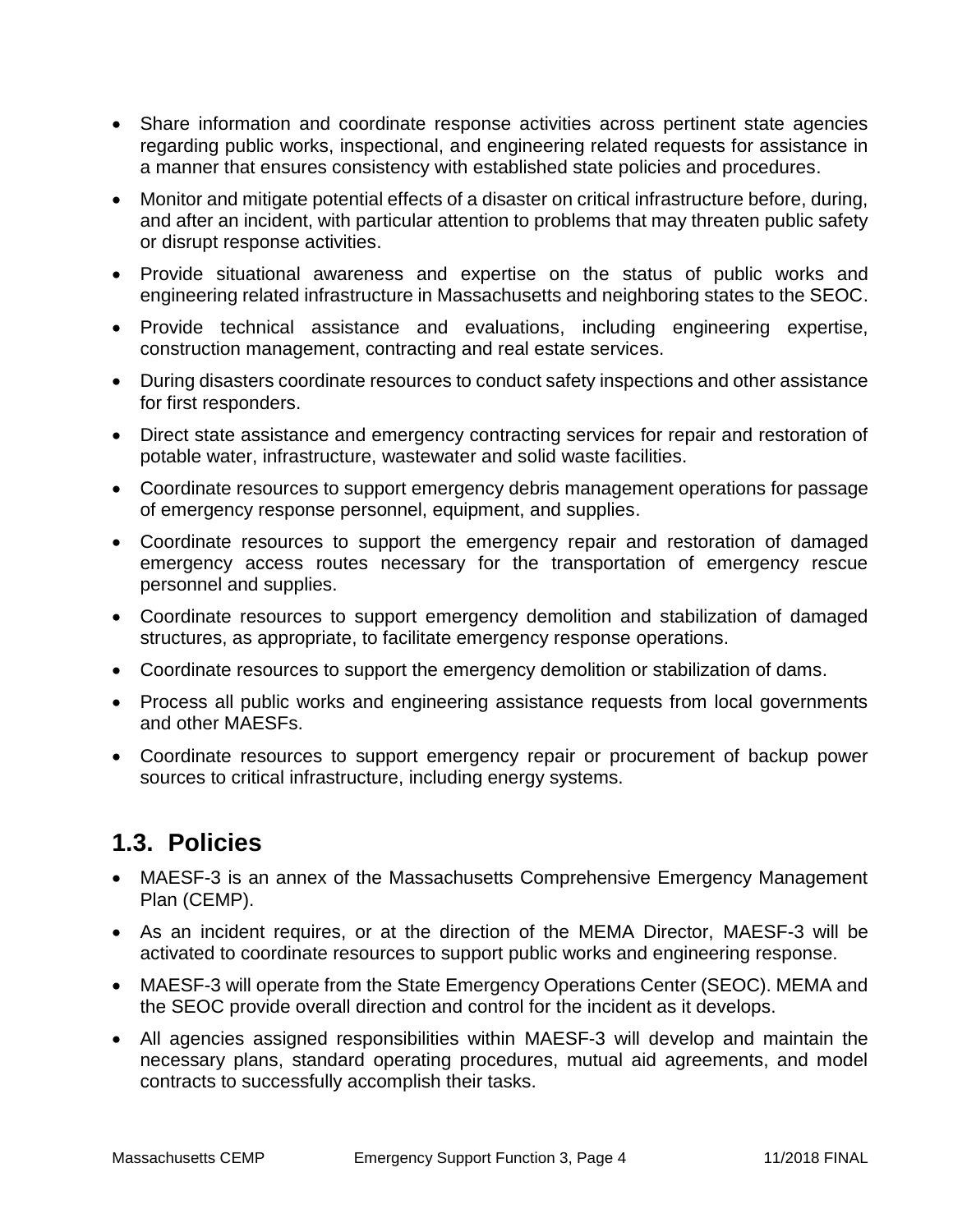- Share information and coordinate response activities across pertinent state agencies regarding public works, inspectional, and engineering related requests for assistance in a manner that ensures consistency with established state policies and procedures.
- Monitor and mitigate potential effects of a disaster on critical infrastructure before, during, and after an incident, with particular attention to problems that may threaten public safety or disrupt response activities.
- Provide situational awareness and expertise on the status of public works and engineering related infrastructure in Massachusetts and neighboring states to the SEOC.
- Provide technical assistance and evaluations, including engineering expertise, construction management, contracting and real estate services.
- During disasters coordinate resources to conduct safety inspections and other assistance for first responders.
- Direct state assistance and emergency contracting services for repair and restoration of potable water, infrastructure, wastewater and solid waste facilities.
- Coordinate resources to support emergency debris management operations for passage of emergency response personnel, equipment, and supplies.
- Coordinate resources to support the emergency repair and restoration of damaged emergency access routes necessary for the transportation of emergency rescue personnel and supplies.
- Coordinate resources to support emergency demolition and stabilization of damaged structures, as appropriate, to facilitate emergency response operations.
- Coordinate resources to support the emergency demolition or stabilization of dams.
- Process all public works and engineering assistance requests from local governments and other MAESFs.
- Coordinate resources to support emergency repair or procurement of backup power sources to critical infrastructure, including energy systems.

## 1.3. Policies

- MAESF-3 is an annex of the Massachusetts Comprehensive Emergency Management Plan (CEMP).
- As an incident requires, or at the direction of the MEMA Director, MAESF-3 will be activated to coordinate resources to support public works and engineering response.
- MAESF-3 will operate from the State Emergency Operations Center (SEOC). MEMA and the SEOC provide overall direction and control for the incident as it develops.
- All agencies assigned responsibilities within MAESF-3 will develop and maintain the necessary plans, standard operating procedures, mutual aid agreements, and model contracts to successfully accomplish their tasks.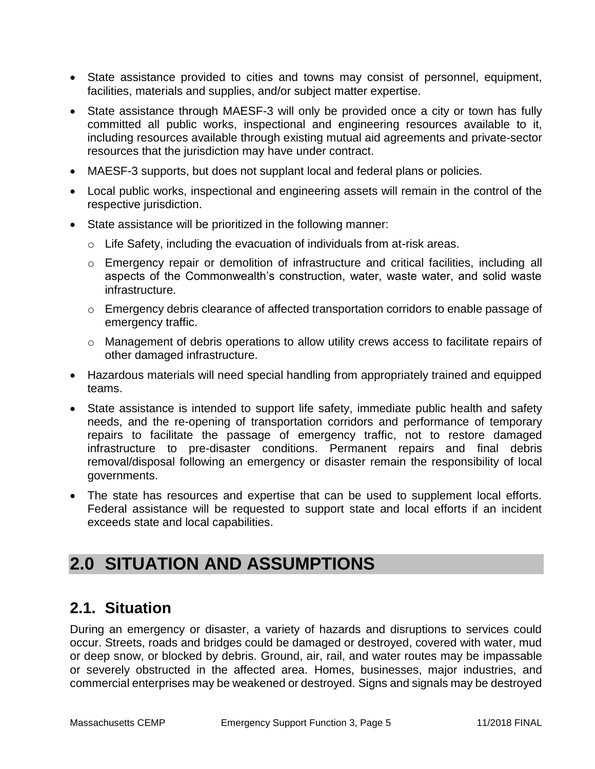- State assistance provided to cities and towns may consist of personnel, equipment, facilities, materials and supplies, and/or subject matter expertise.
- State assistance through MAESF-3 will only be provided once a city or town has fully committed all public works, inspectional and engineering resources available to it, including resources available through existing mutual aid agreements and private-sector resources that the jurisdiction may have under contract.
- MAESF-3 supports, but does not supplant local and federal plans or policies.
- Local public works, inspectional and engineering assets will remain in the control of the respective jurisdiction.
- State assistance will be prioritized in the following manner:
  - Life Safety, including the evacuation of individuals from at-risk areas.
  - Emergency repair or demolition of infrastructure and critical facilities, including all aspects of the Commonwealth's construction, water, waste water, and solid waste infrastructure.
  - Emergency debris clearance of affected transportation corridors to enable passage of emergency traffic.
  - Management of debris operations to allow utility crews access to facilitate repairs of other damaged infrastructure.
- Hazardous materials will need special handling from appropriately trained and equipped teams.
- State assistance is intended to support life safety, immediate public health and safety needs, and the re-opening of transportation corridors and performance of temporary repairs to facilitate the passage of emergency traffic, not to restore damaged infrastructure to pre-disaster conditions. Permanent repairs and final debris removal/disposal following an emergency or disaster remain the responsibility of local governments.
- The state has resources and expertise that can be used to supplement local efforts. Federal assistance will be requested to support state and local efforts if an incident exceeds state and local capabilities.

# 2.0 SITUATION AND ASSUMPTIONS

## 2.1. Situation

During an emergency or disaster, a variety of hazards and disruptions to services could occur. Streets, roads and bridges could be damaged or destroyed, covered with water, mud or deep snow, or blocked by debris. Ground, air, rail, and water routes may be impassable or severely obstructed in the affected area. Homes, businesses, major industries, and commercial enterprises may be weakened or destroyed. Signs and signals may be destroyed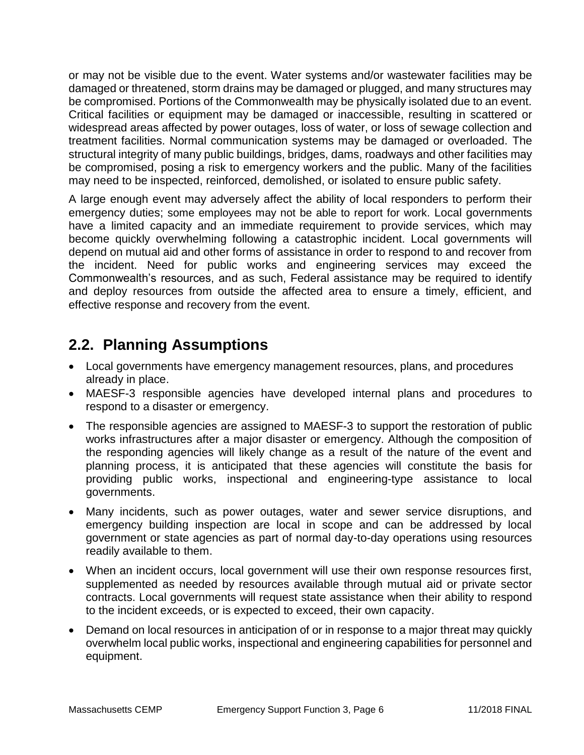or may not be visible due to the event. Water systems and/or wastewater facilities may be damaged or threatened, storm drains may be damaged or plugged, and many structures may be compromised. Portions of the Commonwealth may be physically isolated due to an event. Critical facilities or equipment may be damaged or inaccessible, resulting in scattered or widespread areas affected by power outages, loss of water, or loss of sewage collection and treatment facilities. Normal communication systems may be damaged or overloaded. The structural integrity of many public buildings, bridges, dams, roadways and other facilities may be compromised, posing a risk to emergency workers and the public. Many of the facilities may need to be inspected, reinforced, demolished, or isolated to ensure public safety.

A large enough event may adversely affect the ability of local responders to perform their emergency duties; some employees may not be able to report for work. Local governments have a limited capacity and an immediate requirement to provide services, which may become quickly overwhelming following a catastrophic incident. Local governments will depend on mutual aid and other forms of assistance in order to respond to and recover from the incident. Need for public works and engineering services may exceed the Commonwealth's resources, and as such, Federal assistance may be required to identify and deploy resources from outside the affected area to ensure a timely, efficient, and effective response and recovery from the event.

## 2.2. Planning Assumptions

- Local governments have emergency management resources, plans, and procedures already in place.
- MAESF-3 responsible agencies have developed internal plans and procedures to respond to a disaster or emergency.
- The responsible agencies are assigned to MAESF-3 to support the restoration of public works infrastructures after a major disaster or emergency. Although the composition of the responding agencies will likely change as a result of the nature of the event and planning process, it is anticipated that these agencies will constitute the basis for providing public works, inspectional and engineering-type assistance to local governments.
- Many incidents, such as power outages, water and sewer service disruptions, and emergency building inspection are local in scope and can be addressed by local government or state agencies as part of normal day-to-day operations using resources readily available to them.
- When an incident occurs, local government will use their own response resources first, supplemented as needed by resources available through mutual aid or private sector contracts. Local governments will request state assistance when their ability to respond to the incident exceeds, or is expected to exceed, their own capacity.
- Demand on local resources in anticipation of or in response to a major threat may quickly overwhelm local public works, inspectional and engineering capabilities for personnel and equipment.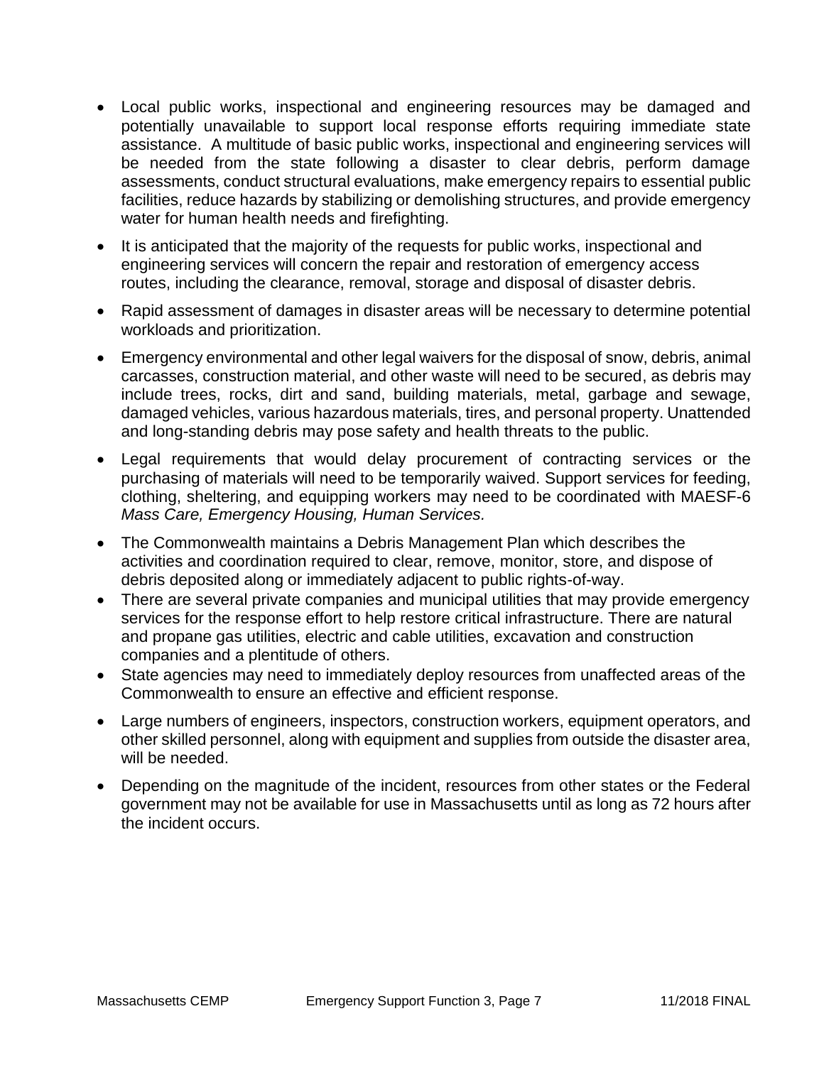- Local public works, inspectional and engineering resources may be damaged and potentially unavailable to support local response efforts requiring immediate state assistance. A multitude of basic public works, inspectional and engineering services will be needed from the state following a disaster to clear debris, perform damage assessments, conduct structural evaluations, make emergency repairs to essential public facilities, reduce hazards by stabilizing or demolishing structures, and provide emergency water for human health needs and firefighting.
- It is anticipated that the majority of the requests for public works, inspectional and engineering services will concern the repair and restoration of emergency access routes, including the clearance, removal, storage and disposal of disaster debris.
- Rapid assessment of damages in disaster areas will be necessary to determine potential workloads and prioritization.
- Emergency environmental and other legal waivers for the disposal of snow, debris, animal carcasses, construction material, and other waste will need to be secured, as debris may include trees, rocks, dirt and sand, building materials, metal, garbage and sewage, damaged vehicles, various hazardous materials, tires, and personal property. Unattended and long-standing debris may pose safety and health threats to the public.
- Legal requirements that would delay procurement of contracting services or the purchasing of materials will need to be temporarily waived. Support services for feeding, clothing, sheltering, and equipping workers may need to be coordinated with MAESF-6 *Mass Care, Emergency Housing, Human Services.*
- The Commonwealth maintains a Debris Management Plan which describes the activities and coordination required to clear, remove, monitor, store, and dispose of debris deposited along or immediately adjacent to public rights-of-way.
- There are several private companies and municipal utilities that may provide emergency services for the response effort to help restore critical infrastructure. There are natural and propane gas utilities, electric and cable utilities, excavation and construction companies and a plentitude of others.
- State agencies may need to immediately deploy resources from unaffected areas of the Commonwealth to ensure an effective and efficient response.
- Large numbers of engineers, inspectors, construction workers, equipment operators, and other skilled personnel, along with equipment and supplies from outside the disaster area, will be needed.
- Depending on the magnitude of the incident, resources from other states or the Federal government may not be available for use in Massachusetts until as long as 72 hours after the incident occurs.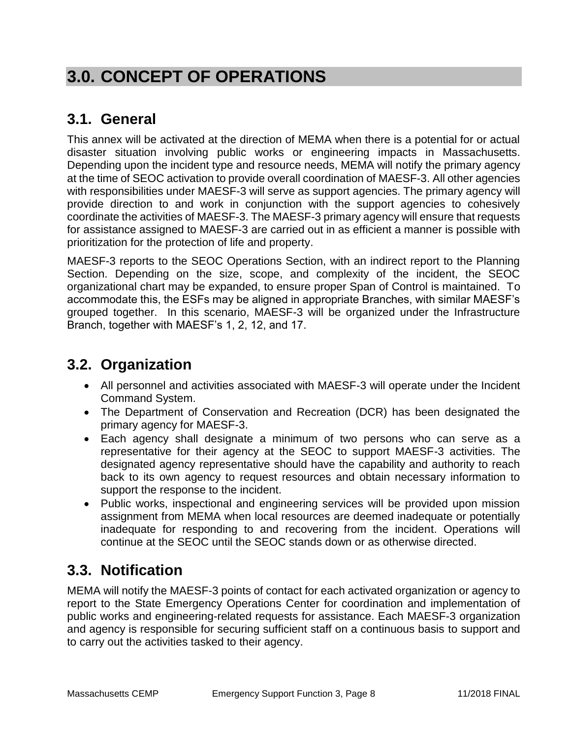# 3.0. CONCEPT OF OPERATIONS

## 3.1. General

This annex will be activated at the direction of MEMA when there is a potential for or actual disaster situation involving public works or engineering impacts in Massachusetts. Depending upon the incident type and resource needs, MEMA will notify the primary agency at the time of SEOC activation to provide overall coordination of MAESF-3. All other agencies with responsibilities under MAESF-3 will serve as support agencies. The primary agency will provide direction to and work in conjunction with the support agencies to cohesively coordinate the activities of MAESF-3. The MAESF-3 primary agency will ensure that requests for assistance assigned to MAESF-3 are carried out in as efficient a manner is possible with prioritization for the protection of life and property.

MAESF-3 reports to the SEOC Operations Section, with an indirect report to the Planning Section. Depending on the size, scope, and complexity of the incident, the SEOC organizational chart may be expanded, to ensure proper Span of Control is maintained. To accommodate this, the ESFs may be aligned in appropriate Branches, with similar MAESF's grouped together. In this scenario, MAESF-3 will be organized under the Infrastructure Branch, together with MAESF's 1, 2, 12, and 17.

## 3.2. Organization

- All personnel and activities associated with MAESF-3 will operate under the Incident Command System.
- The Department of Conservation and Recreation (DCR) has been designated the primary agency for MAESF-3.
- Each agency shall designate a minimum of two persons who can serve as a representative for their agency at the SEOC to support MAESF-3 activities. The designated agency representative should have the capability and authority to reach back to its own agency to request resources and obtain necessary information to support the response to the incident.
- Public works, inspectional and engineering services will be provided upon mission assignment from MEMA when local resources are deemed inadequate or potentially inadequate for responding to and recovering from the incident. Operations will continue at the SEOC until the SEOC stands down or as otherwise directed.

## 3.3. Notification

MEMA will notify the MAESF-3 points of contact for each activated organization or agency to report to the State Emergency Operations Center for coordination and implementation of public works and engineering-related requests for assistance. Each MAESF-3 organization and agency is responsible for securing sufficient staff on a continuous basis to support and to carry out the activities tasked to their agency.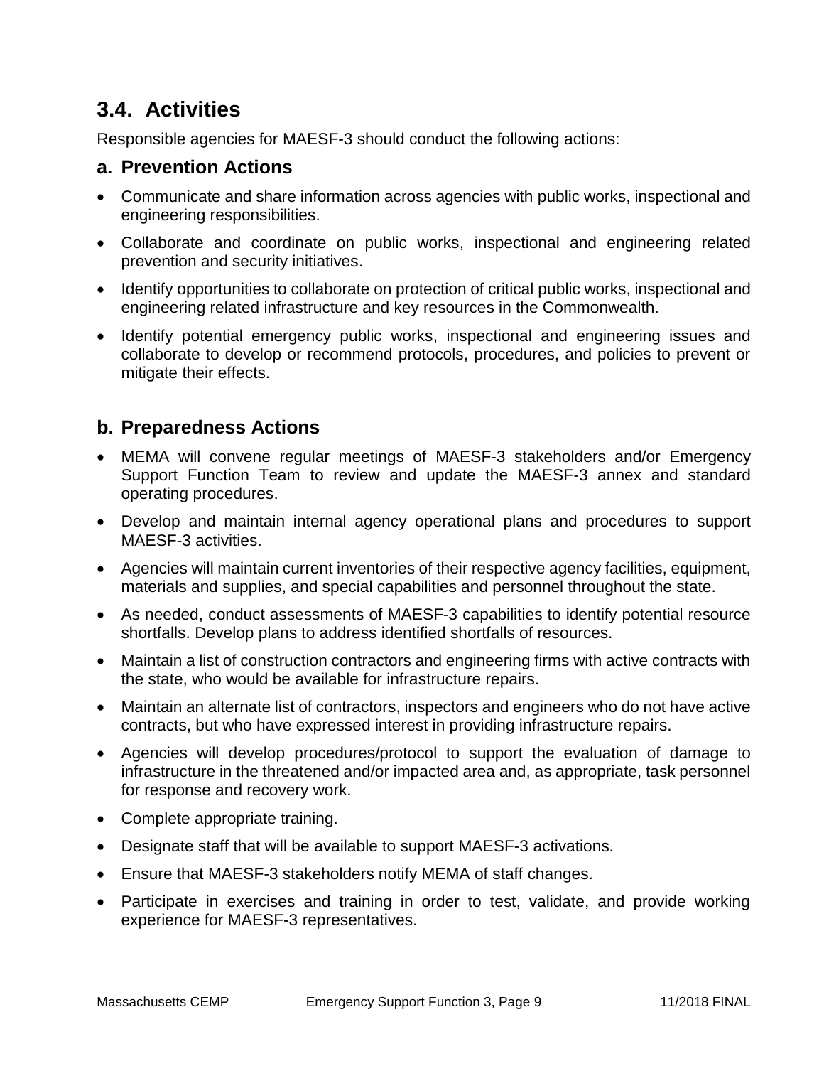## 3.4. Activities

Responsible agencies for MAESF-3 should conduct the following actions:

### a. Prevention Actions

- Communicate and share information across agencies with public works, inspectional and engineering responsibilities.
- Collaborate and coordinate on public works, inspectional and engineering related prevention and security initiatives.
- Identify opportunities to collaborate on protection of critical public works, inspectional and engineering related infrastructure and key resources in the Commonwealth.
- Identify potential emergency public works, inspectional and engineering issues and collaborate to develop or recommend protocols, procedures, and policies to prevent or mitigate their effects.

### b. Preparedness Actions

- MEMA will convene regular meetings of MAESF-3 stakeholders and/or Emergency Support Function Team to review and update the MAESF-3 annex and standard operating procedures.
- Develop and maintain internal agency operational plans and procedures to support MAESF-3 activities.
- Agencies will maintain current inventories of their respective agency facilities, equipment, materials and supplies, and special capabilities and personnel throughout the state.
- As needed, conduct assessments of MAESF-3 capabilities to identify potential resource shortfalls. Develop plans to address identified shortfalls of resources.
- Maintain a list of construction contractors and engineering firms with active contracts with the state, who would be available for infrastructure repairs.
- Maintain an alternate list of contractors, inspectors and engineers who do not have active contracts, but who have expressed interest in providing infrastructure repairs.
- Agencies will develop procedures/protocol to support the evaluation of damage to infrastructure in the threatened and/or impacted area and, as appropriate, task personnel for response and recovery work.
- Complete appropriate training.
- Designate staff that will be available to support MAESF-3 activations.
- Ensure that MAESF-3 stakeholders notify MEMA of staff changes.
- Participate in exercises and training in order to test, validate, and provide working experience for MAESF-3 representatives.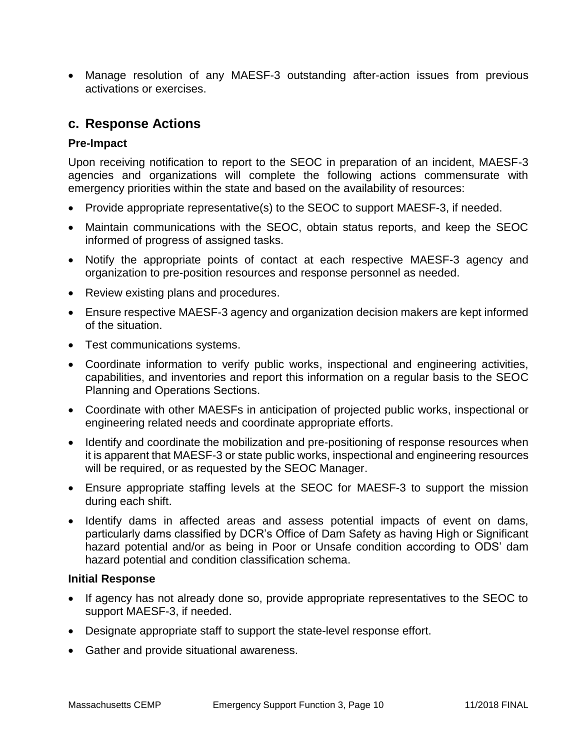- Manage resolution of any MAESF-3 outstanding after-action issues from previous activations or exercises.

## c. Response Actions

### Pre-Impact

Upon receiving notification to report to the SEOC in preparation of an incident, MAESF-3 agencies and organizations will complete the following actions commensurate with emergency priorities within the state and based on the availability of resources:

- Provide appropriate representative(s) to the SEOC to support MAESF-3, if needed.
- Maintain communications with the SEOC, obtain status reports, and keep the SEOC informed of progress of assigned tasks.
- Notify the appropriate points of contact at each respective MAESF-3 agency and organization to pre-position resources and response personnel as needed.
- Review existing plans and procedures.
- Ensure respective MAESF-3 agency and organization decision makers are kept informed of the situation.
- Test communications systems.
- Coordinate information to verify public works, inspectional and engineering activities, capabilities, and inventories and report this information on a regular basis to the SEOC Planning and Operations Sections.
- Coordinate with other MAESFs in anticipation of projected public works, inspectional or engineering related needs and coordinate appropriate efforts.
- Identify and coordinate the mobilization and pre-positioning of response resources when it is apparent that MAESF-3 or state public works, inspectional and engineering resources will be required, or as requested by the SEOC Manager.
- Ensure appropriate staffing levels at the SEOC for MAESF-3 to support the mission during each shift.
- Identify dams in affected areas and assess potential impacts of event on dams, particularly dams classified by DCR's Office of Dam Safety as having High or Significant hazard potential and/or as being in Poor or Unsafe condition according to ODS' dam hazard potential and condition classification schema.

### Initial Response

- If agency has not already done so, provide appropriate representatives to the SEOC to support MAESF-3, if needed.
- Designate appropriate staff to support the state-level response effort.
- Gather and provide situational awareness.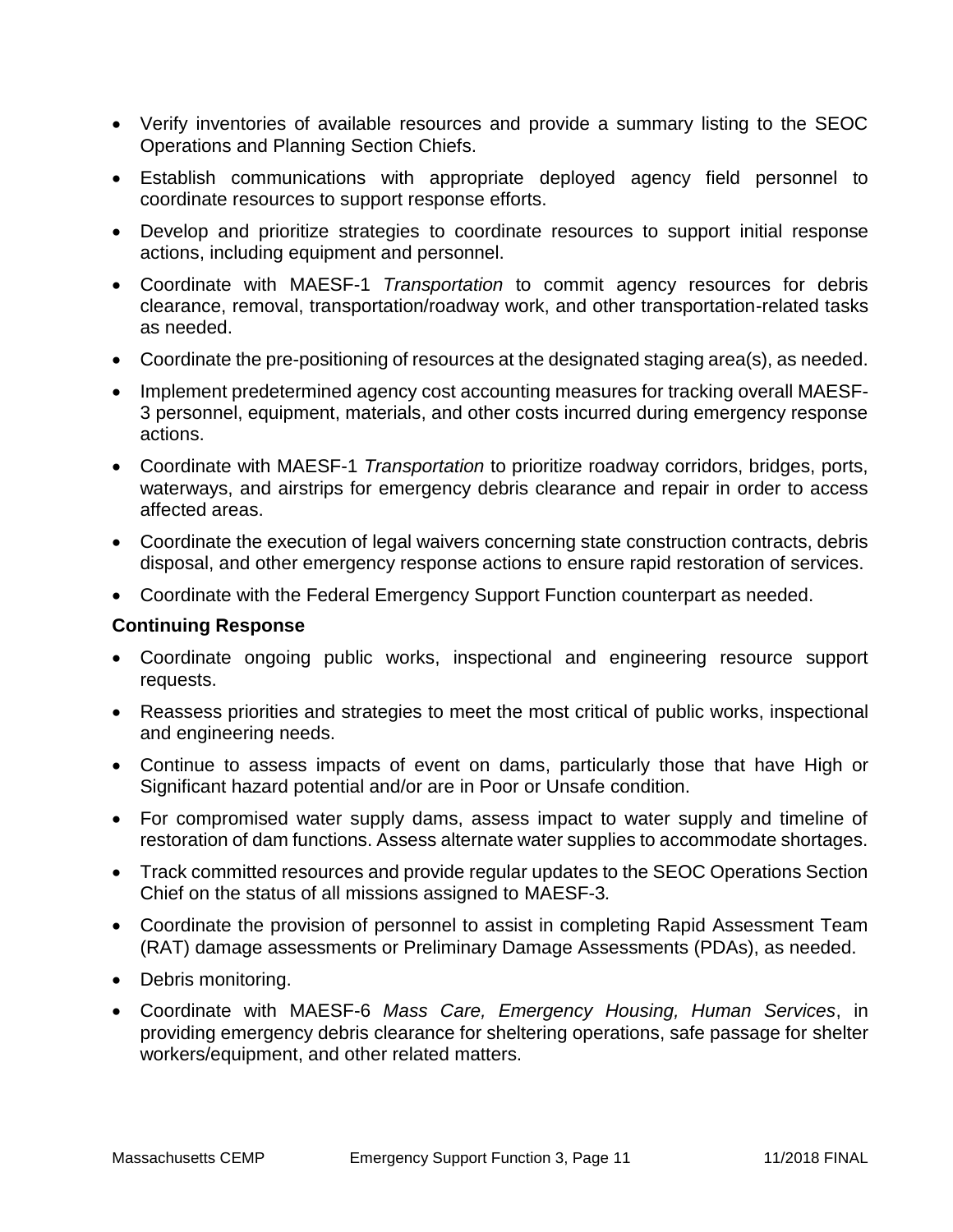- Verify inventories of available resources and provide a summary listing to the SEOC Operations and Planning Section Chiefs.
- Establish communications with appropriate deployed agency field personnel to coordinate resources to support response efforts.
- Develop and prioritize strategies to coordinate resources to support initial response actions, including equipment and personnel.
- Coordinate with MAESF-1 *Transportation* to commit agency resources for debris clearance, removal, transportation/roadway work, and other transportation-related tasks as needed.
- Coordinate the pre-positioning of resources at the designated staging area(s), as needed.
- Implement predetermined agency cost accounting measures for tracking overall MAESF-3 personnel, equipment, materials, and other costs incurred during emergency response actions.
- Coordinate with MAESF-1 *Transportation* to prioritize roadway corridors, bridges, ports, waterways, and airstrips for emergency debris clearance and repair in order to access affected areas.
- Coordinate the execution of legal waivers concerning state construction contracts, debris disposal, and other emergency response actions to ensure rapid restoration of services.
- Coordinate with the Federal Emergency Support Function counterpart as needed.

**Continuing Response**

- Coordinate ongoing public works, inspectional and engineering resource support requests.
- Reassess priorities and strategies to meet the most critical of public works, inspectional and engineering needs.
- Continue to assess impacts of event on dams, particularly those that have High or Significant hazard potential and/or are in Poor or Unsafe condition.
- For compromised water supply dams, assess impact to water supply and timeline of restoration of dam functions. Assess alternate water supplies to accommodate shortages.
- Track committed resources and provide regular updates to the SEOC Operations Section Chief on the status of all missions assigned to MAESF-3.
- Coordinate the provision of personnel to assist in completing Rapid Assessment Team (RAT) damage assessments or Preliminary Damage Assessments (PDAs), as needed.
- Debris monitoring.
- Coordinate with MAESF-6 *Mass Care, Emergency Housing, Human Services*, in providing emergency debris clearance for sheltering operations, safe passage for shelter workers/equipment, and other related matters.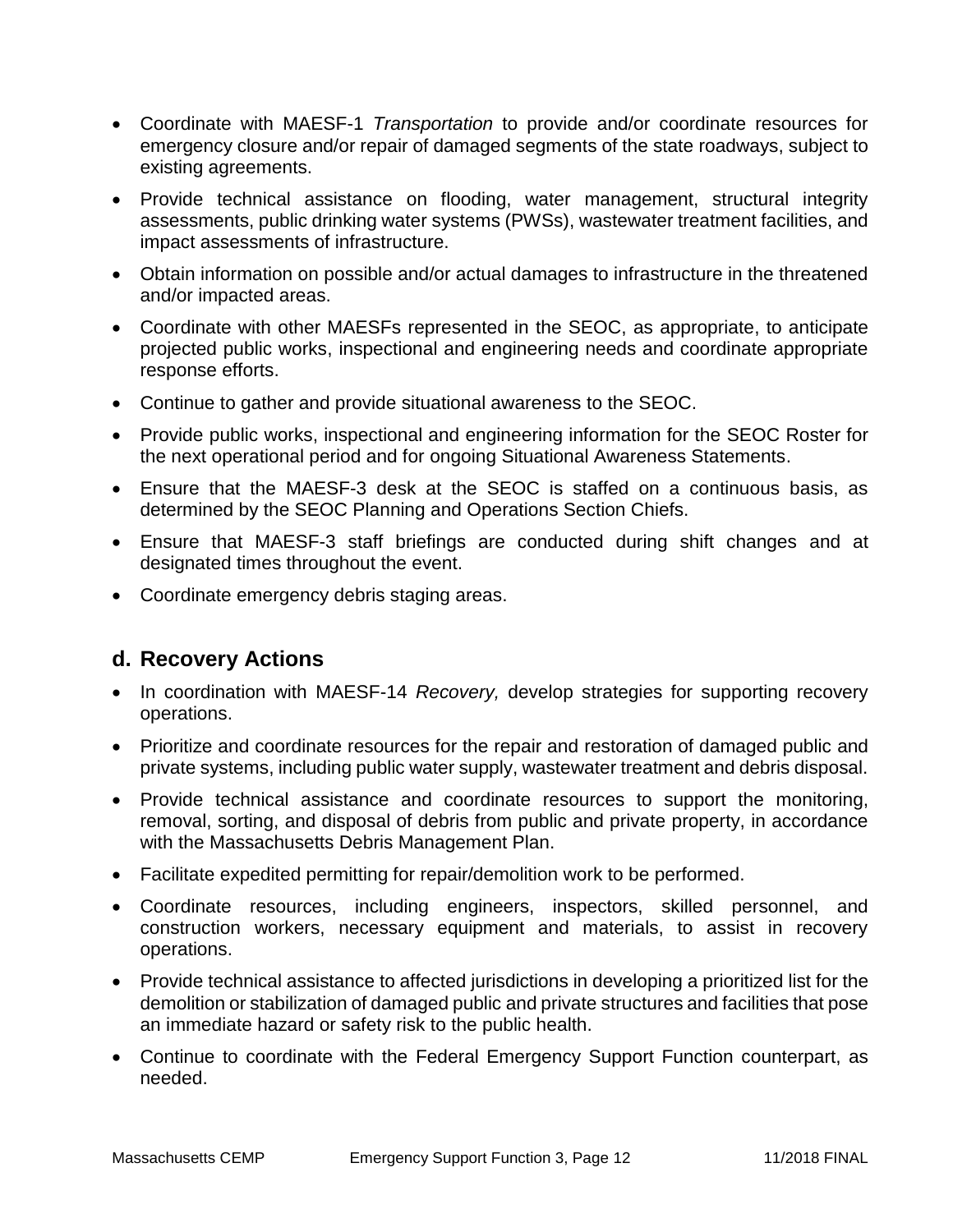- Coordinate with MAESF-1 *Transportation* to provide and/or coordinate resources for emergency closure and/or repair of damaged segments of the state roadways, subject to existing agreements.
- Provide technical assistance on flooding, water management, structural integrity assessments, public drinking water systems (PWSs), wastewater treatment facilities, and impact assessments of infrastructure.
- Obtain information on possible and/or actual damages to infrastructure in the threatened and/or impacted areas.
- Coordinate with other MAESFs represented in the SEOC, as appropriate, to anticipate projected public works, inspectional and engineering needs and coordinate appropriate response efforts.
- Continue to gather and provide situational awareness to the SEOC.
- Provide public works, inspectional and engineering information for the SEOC Roster for the next operational period and for ongoing Situational Awareness Statements.
- Ensure that the MAESF-3 desk at the SEOC is staffed on a continuous basis, as determined by the SEOC Planning and Operations Section Chiefs.
- Ensure that MAESF-3 staff briefings are conducted during shift changes and at designated times throughout the event.
- Coordinate emergency debris staging areas.

## d. Recovery Actions

- In coordination with MAESF-14 *Recovery,* develop strategies for supporting recovery operations.
- Prioritize and coordinate resources for the repair and restoration of damaged public and private systems, including public water supply, wastewater treatment and debris disposal.
- Provide technical assistance and coordinate resources to support the monitoring, removal, sorting, and disposal of debris from public and private property, in accordance with the Massachusetts Debris Management Plan.
- Facilitate expedited permitting for repair/demolition work to be performed.
- Coordinate resources, including engineers, inspectors, skilled personnel, and construction workers, necessary equipment and materials, to assist in recovery operations.
- Provide technical assistance to affected jurisdictions in developing a prioritized list for the demolition or stabilization of damaged public and private structures and facilities that pose an immediate hazard or safety risk to the public health.
- Continue to coordinate with the Federal Emergency Support Function counterpart, as needed.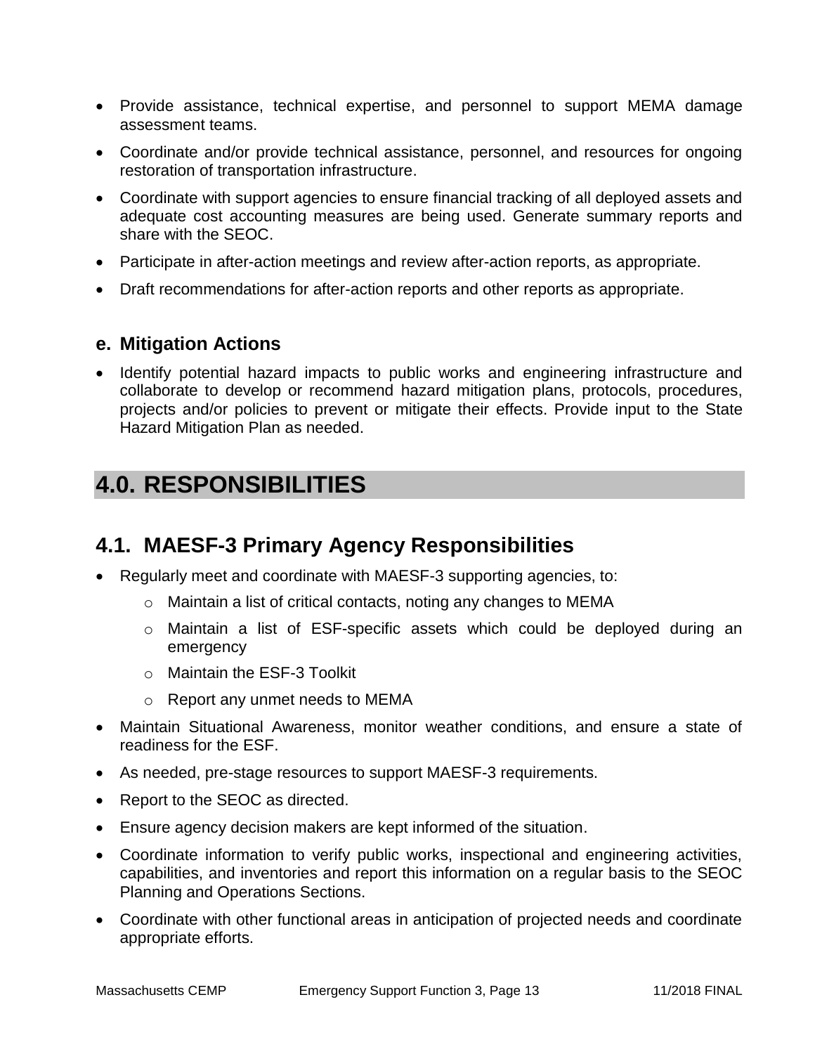- Provide assistance, technical expertise, and personnel to support MEMA damage assessment teams.
- Coordinate and/or provide technical assistance, personnel, and resources for ongoing restoration of transportation infrastructure.
- Coordinate with support agencies to ensure financial tracking of all deployed assets and adequate cost accounting measures are being used. Generate summary reports and share with the SEOC.
- Participate in after-action meetings and review after-action reports, as appropriate.
- Draft recommendations for after-action reports and other reports as appropriate.

### e. Mitigation Actions

- Identify potential hazard impacts to public works and engineering infrastructure and collaborate to develop or recommend hazard mitigation plans, protocols, procedures, projects and/or policies to prevent or mitigate their effects. Provide input to the State Hazard Mitigation Plan as needed.

# 4.0. RESPONSIBILITIES

## 4.1. MAESF-3 Primary Agency Responsibilities

- Regularly meet and coordinate with MAESF-3 supporting agencies, to:
  - Maintain a list of critical contacts, noting any changes to MEMA
  - Maintain a list of ESF-specific assets which could be deployed during an emergency
  - Maintain the ESF-3 Toolkit
  - Report any unmet needs to MEMA
- Maintain Situational Awareness, monitor weather conditions, and ensure a state of readiness for the ESF.
- As needed, pre-stage resources to support MAESF-3 requirements.
- Report to the SEOC as directed.
- Ensure agency decision makers are kept informed of the situation.
- Coordinate information to verify public works, inspectional and engineering activities, capabilities, and inventories and report this information on a regular basis to the SEOC Planning and Operations Sections.
- Coordinate with other functional areas in anticipation of projected needs and coordinate appropriate efforts.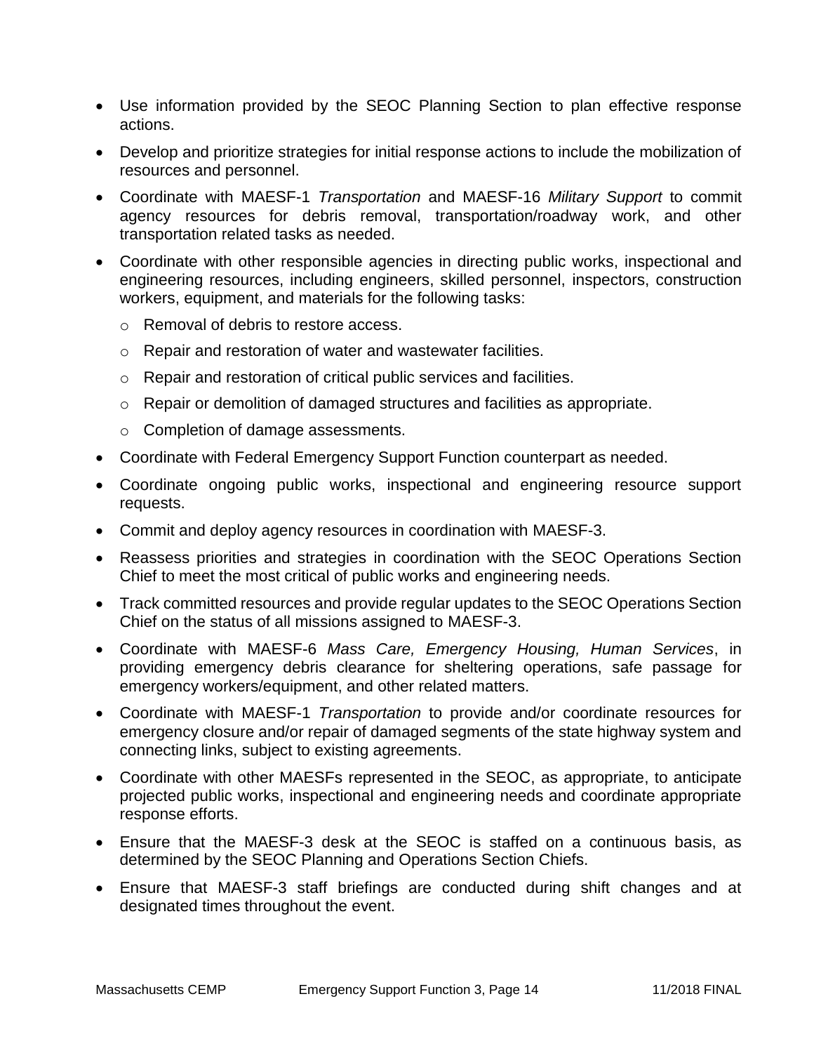- Use information provided by the SEOC Planning Section to plan effective response actions.
- Develop and prioritize strategies for initial response actions to include the mobilization of resources and personnel.
- Coordinate with MAESF-1 *Transportation* and MAESF-16 *Military Support* to commit agency resources for debris removal, transportation/roadway work, and other transportation related tasks as needed.
- Coordinate with other responsible agencies in directing public works, inspectional and engineering resources, including engineers, skilled personnel, inspectors, construction workers, equipment, and materials for the following tasks:
  - Removal of debris to restore access.
  - Repair and restoration of water and wastewater facilities.
  - Repair and restoration of critical public services and facilities.
  - Repair or demolition of damaged structures and facilities as appropriate.
  - Completion of damage assessments.
- Coordinate with Federal Emergency Support Function counterpart as needed.
- Coordinate ongoing public works, inspectional and engineering resource support requests.
- Commit and deploy agency resources in coordination with MAESF-3.
- Reassess priorities and strategies in coordination with the SEOC Operations Section Chief to meet the most critical of public works and engineering needs.
- Track committed resources and provide regular updates to the SEOC Operations Section Chief on the status of all missions assigned to MAESF-3.
- Coordinate with MAESF-6 *Mass Care, Emergency Housing, Human Services*, in providing emergency debris clearance for sheltering operations, safe passage for emergency workers/equipment, and other related matters.
- Coordinate with MAESF-1 *Transportation* to provide and/or coordinate resources for emergency closure and/or repair of damaged segments of the state highway system and connecting links, subject to existing agreements.
- Coordinate with other MAESFs represented in the SEOC, as appropriate, to anticipate projected public works, inspectional and engineering needs and coordinate appropriate response efforts.
- Ensure that the MAESF-3 desk at the SEOC is staffed on a continuous basis, as determined by the SEOC Planning and Operations Section Chiefs.
- Ensure that MAESF-3 staff briefings are conducted during shift changes and at designated times throughout the event.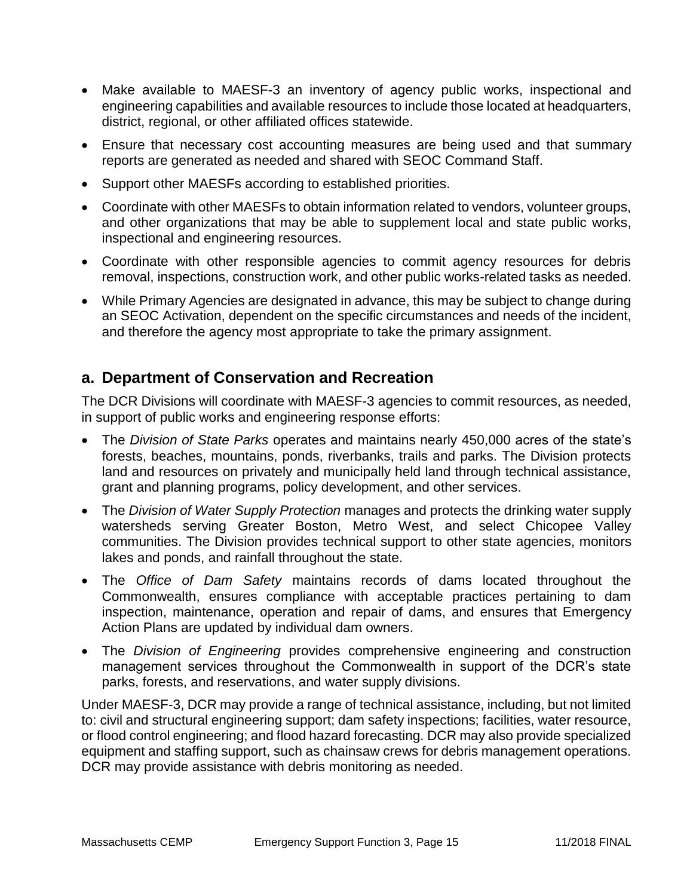- Make available to MAESF-3 an inventory of agency public works, inspectional and engineering capabilities and available resources to include those located at headquarters, district, regional, or other affiliated offices statewide.
- Ensure that necessary cost accounting measures are being used and that summary reports are generated as needed and shared with SEOC Command Staff.
- Support other MAESFs according to established priorities.
- Coordinate with other MAESFs to obtain information related to vendors, volunteer groups, and other organizations that may be able to supplement local and state public works, inspectional and engineering resources.
- Coordinate with other responsible agencies to commit agency resources for debris removal, inspections, construction work, and other public works-related tasks as needed.
- While Primary Agencies are designated in advance, this may be subject to change during an SEOC Activation, dependent on the specific circumstances and needs of the incident, and therefore the agency most appropriate to take the primary assignment.

## a. Department of Conservation and Recreation

The DCR Divisions will coordinate with MAESF-3 agencies to commit resources, as needed, in support of public works and engineering response efforts:

- The *Division of State Parks* operates and maintains nearly 450,000 acres of the state's forests, beaches, mountains, ponds, riverbanks, trails and parks. The Division protects land and resources on privately and municipally held land through technical assistance, grant and planning programs, policy development, and other services.
- The *Division of Water Supply Protection* manages and protects the drinking water supply watersheds serving Greater Boston, Metro West, and select Chicopee Valley communities. The Division provides technical support to other state agencies, monitors lakes and ponds, and rainfall throughout the state.
- The *Office of Dam Safety* maintains records of dams located throughout the Commonwealth, ensures compliance with acceptable practices pertaining to dam inspection, maintenance, operation and repair of dams, and ensures that Emergency Action Plans are updated by individual dam owners.
- The *Division of Engineering* provides comprehensive engineering and construction management services throughout the Commonwealth in support of the DCR's state parks, forests, and reservations, and water supply divisions.

Under MAESF-3, DCR may provide a range of technical assistance, including, but not limited to: civil and structural engineering support; dam safety inspections; facilities, water resource, or flood control engineering; and flood hazard forecasting. DCR may also provide specialized equipment and staffing support, such as chainsaw crews for debris management operations. DCR may provide assistance with debris monitoring as needed.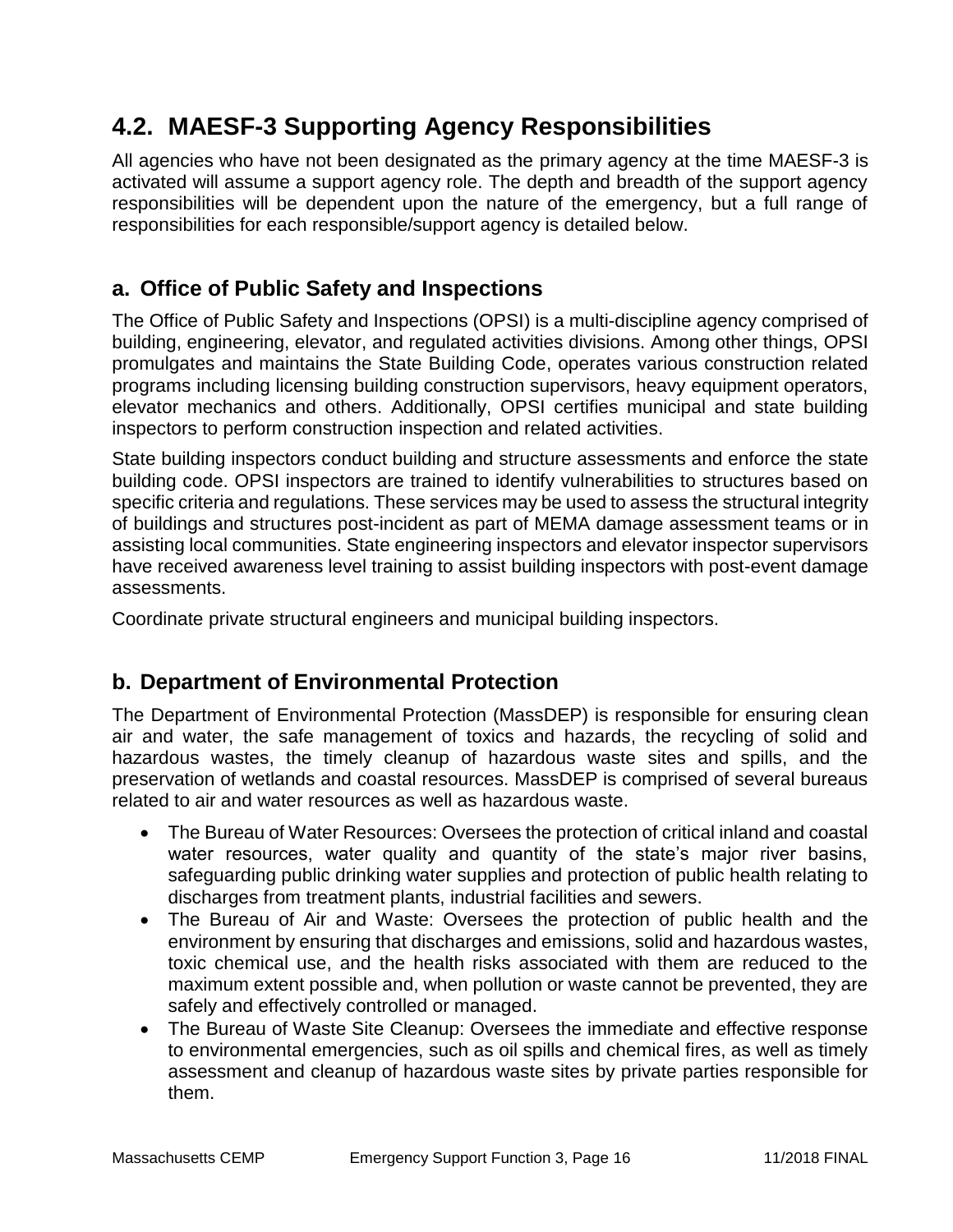## 4.2. MAESF-3 Supporting Agency Responsibilities

All agencies who have not been designated as the primary agency at the time MAESF-3 is activated will assume a support agency role. The depth and breadth of the support agency responsibilities will be dependent upon the nature of the emergency, but a full range of responsibilities for each responsible/support agency is detailed below.

### a. Office of Public Safety and Inspections

The Office of Public Safety and Inspections (OPSI) is a multi-discipline agency comprised of building, engineering, elevator, and regulated activities divisions. Among other things, OPSI promulgates and maintains the State Building Code, operates various construction related programs including licensing building construction supervisors, heavy equipment operators, elevator mechanics and others. Additionally, OPSI certifies municipal and state building inspectors to perform construction inspection and related activities.

State building inspectors conduct building and structure assessments and enforce the state building code. OPSI inspectors are trained to identify vulnerabilities to structures based on specific criteria and regulations. These services may be used to assess the structural integrity of buildings and structures post-incident as part of MEMA damage assessment teams or in assisting local communities. State engineering inspectors and elevator inspector supervisors have received awareness level training to assist building inspectors with post-event damage assessments.

Coordinate private structural engineers and municipal building inspectors.

### b. Department of Environmental Protection

The Department of Environmental Protection (MassDEP) is responsible for ensuring clean air and water, the safe management of toxics and hazards, the recycling of solid and hazardous wastes, the timely cleanup of hazardous waste sites and spills, and the preservation of wetlands and coastal resources. MassDEP is comprised of several bureaus related to air and water resources as well as hazardous waste.

- The Bureau of Water Resources: Oversees the protection of critical inland and coastal water resources, water quality and quantity of the state's major river basins, safeguarding public drinking water supplies and protection of public health relating to discharges from treatment plants, industrial facilities and sewers.
- The Bureau of Air and Waste: Oversees the protection of public health and the environment by ensuring that discharges and emissions, solid and hazardous wastes, toxic chemical use, and the health risks associated with them are reduced to the maximum extent possible and, when pollution or waste cannot be prevented, they are safely and effectively controlled or managed.
- The Bureau of Waste Site Cleanup: Oversees the immediate and effective response to environmental emergencies, such as oil spills and chemical fires, as well as timely assessment and cleanup of hazardous waste sites by private parties responsible for them.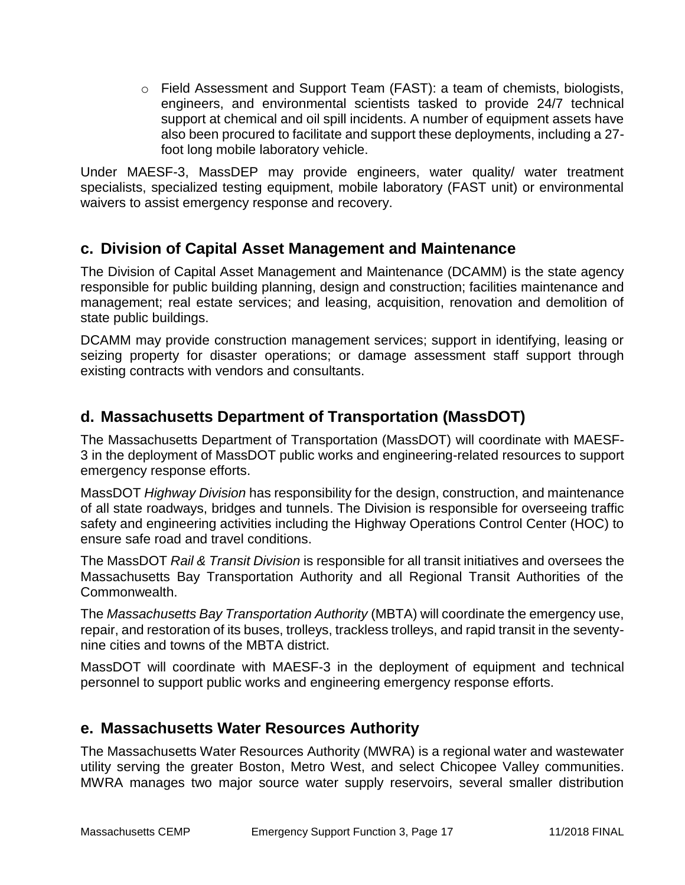- Field Assessment and Support Team (FAST): a team of chemists, biologists, engineers, and environmental scientists tasked to provide 24/7 technical support at chemical and oil spill incidents. A number of equipment assets have also been procured to facilitate and support these deployments, including a 27-foot long mobile laboratory vehicle.

Under MAESF-3, MassDEP may provide engineers, water quality/ water treatment specialists, specialized testing equipment, mobile laboratory (FAST unit) or environmental waivers to assist emergency response and recovery.

## c. Division of Capital Asset Management and Maintenance

The Division of Capital Asset Management and Maintenance (DCAMM) is the state agency responsible for public building planning, design and construction; facilities maintenance and management; real estate services; and leasing, acquisition, renovation and demolition of state public buildings.

DCAMM may provide construction management services; support in identifying, leasing or seizing property for disaster operations; or damage assessment staff support through existing contracts with vendors and consultants.

## d. Massachusetts Department of Transportation (MassDOT)

The Massachusetts Department of Transportation (MassDOT) will coordinate with MAESF-3 in the deployment of MassDOT public works and engineering-related resources to support emergency response efforts.

MassDOT *Highway Division* has responsibility for the design, construction, and maintenance of all state roadways, bridges and tunnels. The Division is responsible for overseeing traffic safety and engineering activities including the Highway Operations Control Center (HOC) to ensure safe road and travel conditions.

The MassDOT *Rail & Transit Division* is responsible for all transit initiatives and oversees the Massachusetts Bay Transportation Authority and all Regional Transit Authorities of the Commonwealth.

The *Massachusetts Bay Transportation Authority* (MBTA) will coordinate the emergency use, repair, and restoration of its buses, trolleys, trackless trolleys, and rapid transit in the seventy-nine cities and towns of the MBTA district.

MassDOT will coordinate with MAESF-3 in the deployment of equipment and technical personnel to support public works and engineering emergency response efforts.

## e. Massachusetts Water Resources Authority

The Massachusetts Water Resources Authority (MWRA) is a regional water and wastewater utility serving the greater Boston, Metro West, and select Chicopee Valley communities. MWRA manages two major source water supply reservoirs, several smaller distribution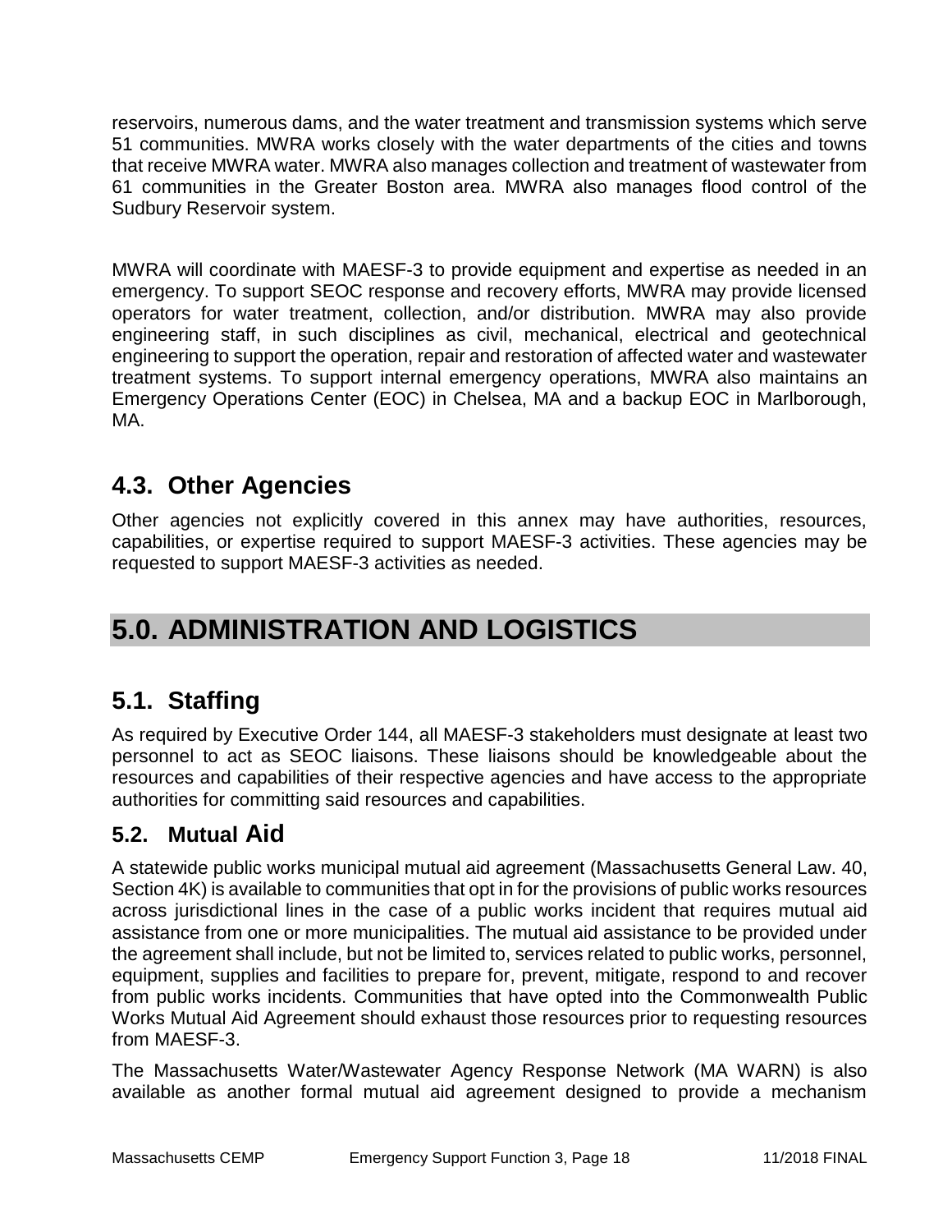reservoirs, numerous dams, and the water treatment and transmission systems which serve 51 communities. MWRA works closely with the water departments of the cities and towns that receive MWRA water. MWRA also manages collection and treatment of wastewater from 61 communities in the Greater Boston area. MWRA also manages flood control of the Sudbury Reservoir system.

MWRA will coordinate with MAESF-3 to provide equipment and expertise as needed in an emergency. To support SEOC response and recovery efforts, MWRA may provide licensed operators for water treatment, collection, and/or distribution. MWRA may also provide engineering staff, in such disciplines as civil, mechanical, electrical and geotechnical engineering to support the operation, repair and restoration of affected water and wastewater treatment systems. To support internal emergency operations, MWRA also maintains an Emergency Operations Center (EOC) in Chelsea, MA and a backup EOC in Marlborough, MA.

## 4.3. Other Agencies

Other agencies not explicitly covered in this annex may have authorities, resources, capabilities, or expertise required to support MAESF-3 activities. These agencies may be requested to support MAESF-3 activities as needed.

# 5.0. ADMINISTRATION AND LOGISTICS

## 5.1. Staffing

As required by Executive Order 144, all MAESF-3 stakeholders must designate at least two personnel to act as SEOC liaisons. These liaisons should be knowledgeable about the resources and capabilities of their respective agencies and have access to the appropriate authorities for committing said resources and capabilities.

### 5.2. Mutual Aid

A statewide public works municipal mutual aid agreement (Massachusetts General Law. 40, Section 4K) is available to communities that opt in for the provisions of public works resources across jurisdictional lines in the case of a public works incident that requires mutual aid assistance from one or more municipalities. The mutual aid assistance to be provided under the agreement shall include, but not be limited to, services related to public works, personnel, equipment, supplies and facilities to prepare for, prevent, mitigate, respond to and recover from public works incidents. Communities that have opted into the Commonwealth Public Works Mutual Aid Agreement should exhaust those resources prior to requesting resources from MAESF-3.

The Massachusetts Water/Wastewater Agency Response Network (MA WARN) is also available as another formal mutual aid agreement designed to provide a mechanism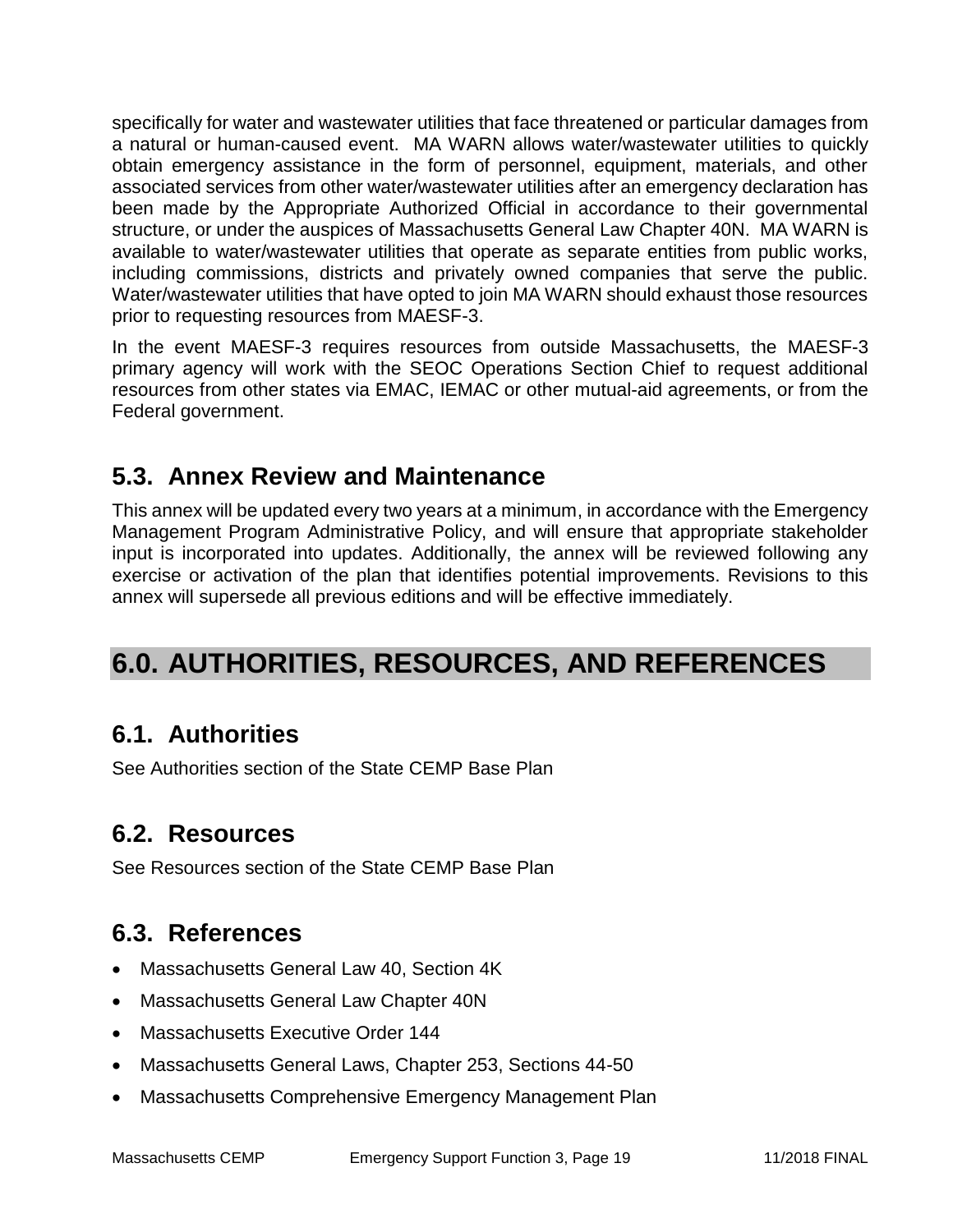specifically for water and wastewater utilities that face threatened or particular damages from a natural or human-caused event. MA WARN allows water/wastewater utilities to quickly obtain emergency assistance in the form of personnel, equipment, materials, and other associated services from other water/wastewater utilities after an emergency declaration has been made by the Appropriate Authorized Official in accordance to their governmental structure, or under the auspices of Massachusetts General Law Chapter 40N. MA WARN is available to water/wastewater utilities that operate as separate entities from public works, including commissions, districts and privately owned companies that serve the public. Water/wastewater utilities that have opted to join MA WARN should exhaust those resources prior to requesting resources from MAESF-3.

In the event MAESF-3 requires resources from outside Massachusetts, the MAESF-3 primary agency will work with the SEOC Operations Section Chief to request additional resources from other states via EMAC, IEMAC or other mutual-aid agreements, or from the Federal government.

## 5.3. Annex Review and Maintenance

This annex will be updated every two years at a minimum, in accordance with the Emergency Management Program Administrative Policy, and will ensure that appropriate stakeholder input is incorporated into updates. Additionally, the annex will be reviewed following any exercise or activation of the plan that identifies potential improvements. Revisions to this annex will supersede all previous editions and will be effective immediately.

# 6.0. AUTHORITIES, RESOURCES, AND REFERENCES

## 6.1. Authorities

See Authorities section of the State CEMP Base Plan

## 6.2. Resources

See Resources section of the State CEMP Base Plan

## 6.3. References

- Massachusetts General Law 40, Section 4K
- Massachusetts General Law Chapter 40N
- Massachusetts Executive Order 144
- Massachusetts General Laws, Chapter 253, Sections 44-50
- Massachusetts Comprehensive Emergency Management Plan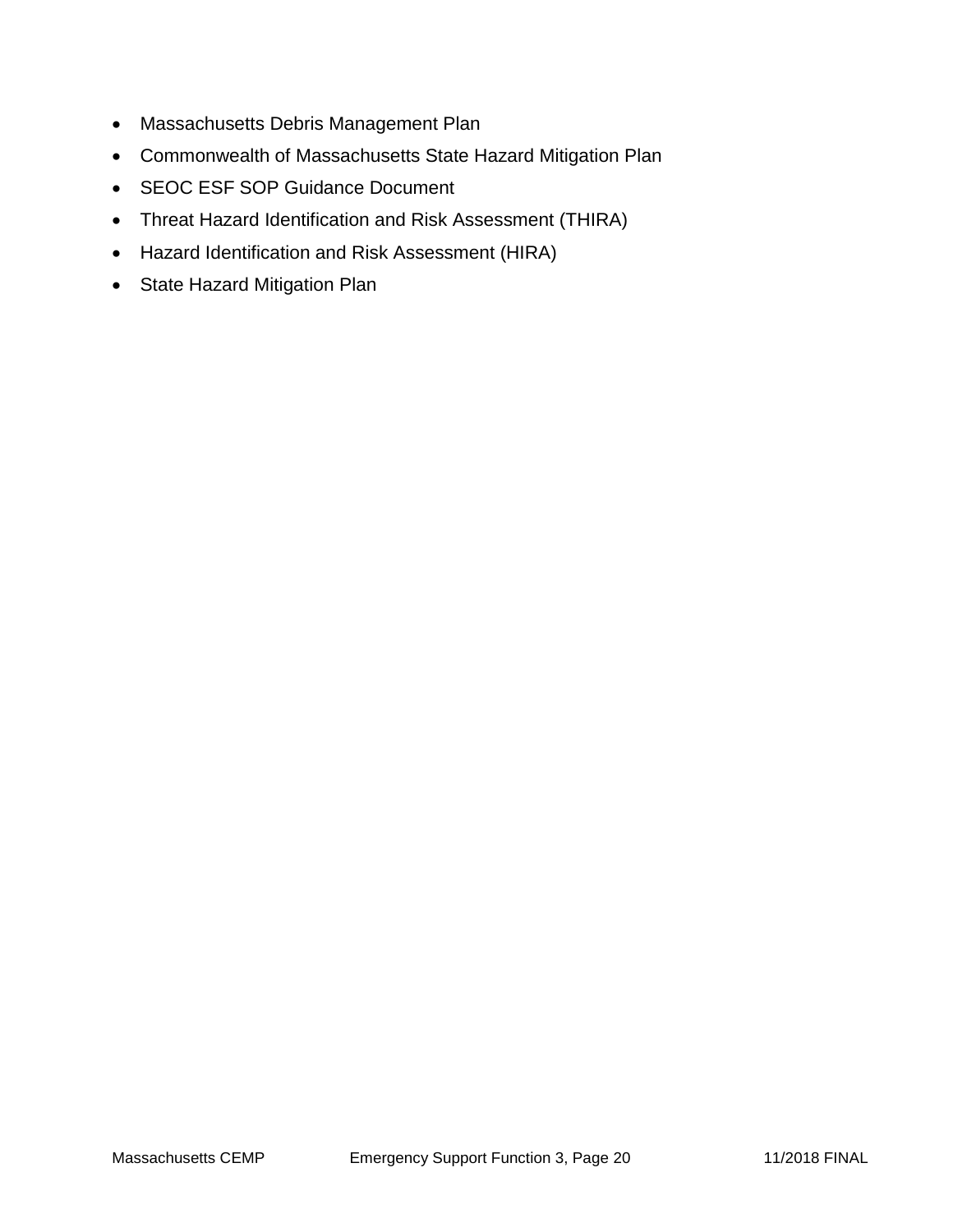- Massachusetts Debris Management Plan
- Commonwealth of Massachusetts State Hazard Mitigation Plan
- SEOC ESF SOP Guidance Document
- Threat Hazard Identification and Risk Assessment (THIRA)
- Hazard Identification and Risk Assessment (HIRA)
- State Hazard Mitigation Plan